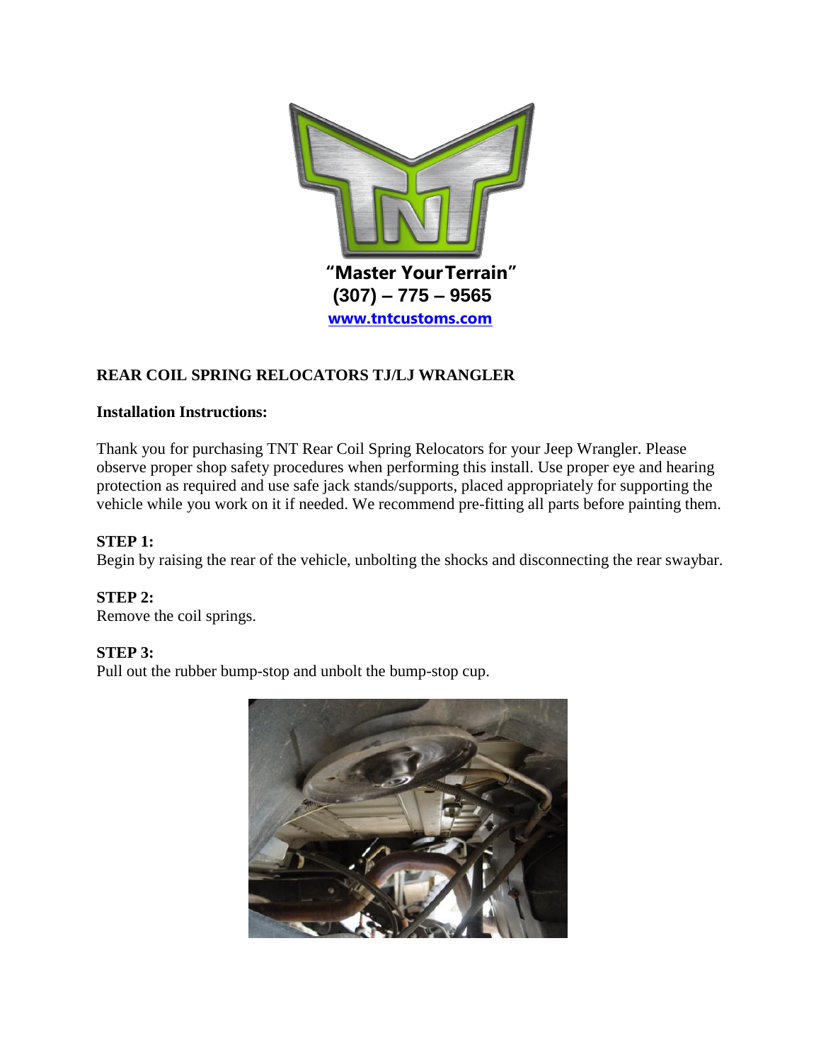"Master Your Terrain"
(307) – 775 – 9565
www.tntcustoms.com

## REAR COIL SPRING RELOCATORS TJ/LJ WRANGLER

**Installation Instructions:**

Thank you for purchasing TNT Rear Coil Spring Relocators for your Jeep Wrangler. Please observe proper shop safety procedures when performing this install. Use proper eye and hearing protection as required and use safe jack stands/supports, placed appropriately for supporting the vehicle while you work on it if needed. We recommend pre-fitting all parts before painting them.

**STEP 1:**
Begin by raising the rear of the vehicle, unbolting the shocks and disconnecting the rear swaybar.

**STEP 2:**
Remove the coil springs.

**STEP 3:**
Pull out the rubber bump-stop and unbolt the bump-stop cup.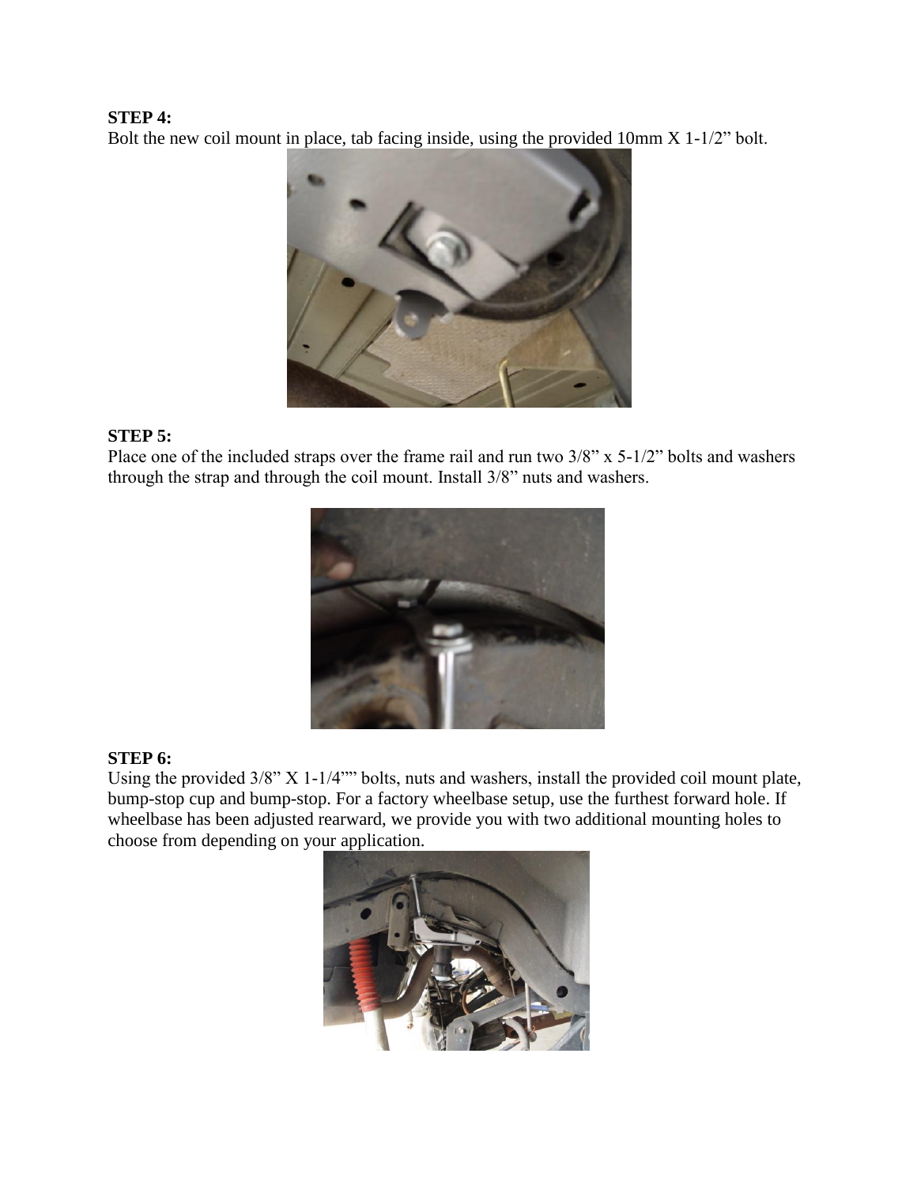**STEP 4:**
Bolt the new coil mount in place, tab facing inside, using the provided 10mm X 1-1/2" bolt.

**STEP 5:**
Place one of the included straps over the frame rail and run two 3/8" x 5-1/2" bolts and washers through the strap and through the coil mount. Install 3/8" nuts and washers.

**STEP 6:**
Using the provided 3/8" X 1-1/4"" bolts, nuts and washers, install the provided coil mount plate, bump-stop cup and bump-stop. For a factory wheelbase setup, use the furthest forward hole. If wheelbase has been adjusted rearward, we provide you with two additional mounting holes to choose from depending on your application.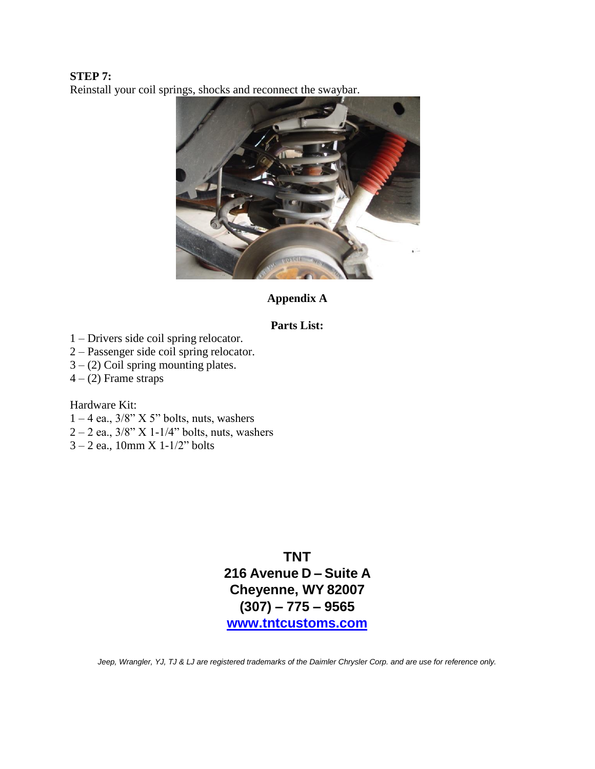**STEP 7:**
Reinstall your coil springs, shocks and reconnect the swaybar.

**Appendix A**

**Parts List:**

1 – Drivers side coil spring relocator.
2 – Passenger side coil spring relocator.
3 – (2) Coil spring mounting plates.
4 – (2) Frame straps

Hardware Kit:
1 – 4 ea., 3/8" X 5" bolts, nuts, washers
2 – 2 ea., 3/8" X 1-1/4" bolts, nuts, washers
3 – 2 ea., 10mm X 1-1/2" bolts

**TNT**
**216 Avenue D – Suite A**
**Cheyenne, WY 82007**
**(307) – 775 – 9565**
**[www.tntcustoms.com](http://www.tntcustoms.com)**

*Jeep, Wrangler, YJ, TJ & LJ are registered trademarks of the Daimler Chrysler Corp. and are use for reference only.*